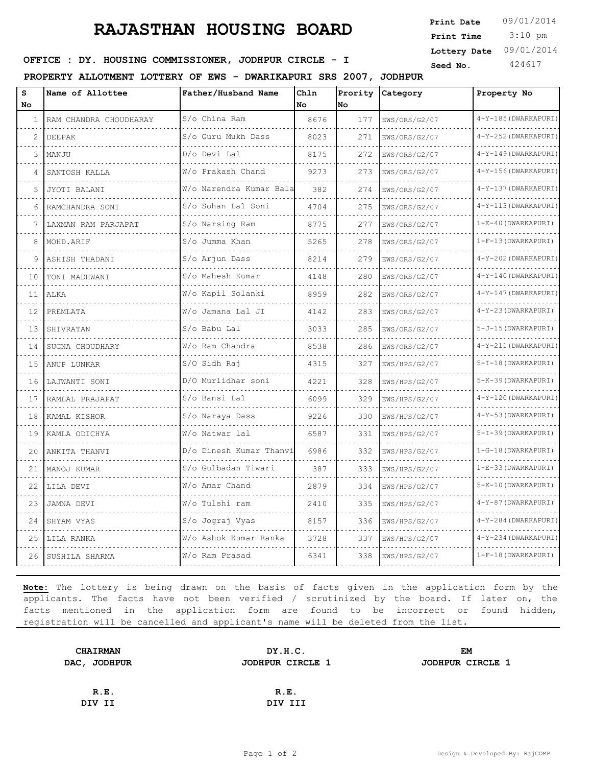# RAJASTHAN HOUSING BOARD

**Print Date** 09/01/2014
**Print Time** 3:10 pm
**Lottery Date** 09/01/2014
**Seed No.** 424617

**OFFICE : DY. HOUSING COMMISSIONER, JODHPUR CIRCLE - I**

**PROPERTY ALLOTMENT LOTTERY OF EWS - DWARIKAPURI SRS 2007, JODHPUR**

| S No | Name of Allottee | Father/Husband Name | Chln No | Prority No | Category | Property No |
|---|---|---|---|---|---|---|
| 1 | RAM CHANDRA CHOUDHARAY | S/o China Ram | 8676 | 177 | EWS/ORS/G2/07 | 4-Y-185(DWARKAPURI) |
| 2 | DEEPAK | S/o Guru Mukh Dass | 8023 | 271 | EWS/ORS/G2/07 | 4-Y-252(DWARKAPURI) |
| 3 | MANJU | D/o Devi Lal | 8175 | 272 | EWS/ORS/G2/07 | 4-Y-149(DWARKAPURI) |
| 4 | SANTOSH KALLA | W/o Prakash Chand | 9273 | 273 | EWS/ORS/G2/07 | 4-Y-156(DWARKAPURI) |
| 5 | JYOTI BALANI | W/o Narendra Kumar Bala | 382 | 274 | EWS/ORS/G2/07 | 4-Y-137(DWARKAPURI) |
| 6 | RAMCHANDRA SONI | S/o Sohan Lal Soni | 4704 | 275 | EWS/ORS/G2/07 | 4-Y-113(DWARKAPURI) |
| 7 | LAXMAN RAM PARJAPAT | S/o Narsing Ram | 8775 | 277 | EWS/ORS/G2/07 | 1-E-40(DWARKAPURI) |
| 8 | MOHD.ARIF | S/o Jumma Khan | 5265 | 278 | EWS/ORS/G2/07 | 1-F-13(DWARKAPURI) |
| 9 | ASHISH THADANI | S/o Arjun Dass | 8214 | 279 | EWS/ORS/G2/07 | 4-Y-202(DWARKAPURI) |
| 10 | TONI MADHWANI | S/o Mahesh Kumar | 4148 | 280 | EWS/ORS/G2/07 | 4-Y-140(DWARKAPURI) |
| 11 | ALKA | W/o Kapil Solanki | 8959 | 282 | EWS/ORS/G2/07 | 4-Y-147(DWARKAPURI) |
| 12 | PREMLATA | W/o Jamana Lal JI | 4142 | 283 | EWS/ORS/G2/07 | 4-Y-23(DWARKAPURI) |
| 13 | SHIVRATAN | S/o Babu Lal | 3033 | 285 | EWS/ORS/G2/07 | 5-J-15(DWARKAPURI) |
| 14 | SUGNA CHOUDHARY | W/o Ram Chandra | 8538 | 286 | EWS/ORS/G2/07 | 4-Y-211(DWARKAPURI) |
| 15 | ANUP LUNKAR | S/O Sidh Raj | 4315 | 327 | EWS/HPS/G2/07 | 5-I-18(DWARKAPURI) |
| 16 | LAJWANTI SONI | D/O Murlidhar soni | 4221 | 328 | EWS/HPS/G2/07 | 5-K-39(DWARKAPURI) |
| 17 | RAMLAL PRAJAPAT | S/o Bansi Lal | 6099 | 329 | EWS/HPS/G2/07 | 4-Y-120(DWARKAPURI) |
| 18 | KAMAL KISHOR | S/o Naraya Dass | 9226 | 330 | EWS/HPS/G2/07 | 4-Y-53(DWARKAPURI) |
| 19 | KAMLA ODICHYA | W/o Natwar lal | 6587 | 331 | EWS/HPS/G2/07 | 5-I-39(DWARKAPURI) |
| 20 | ANKITA THANVI | D/o Dinesh Kumar Thanvi | 6986 | 332 | EWS/HPS/G2/07 | 1-G-18(DWARKAPURI) |
| 21 | MANOJ KUMAR | S/o Gulbadan Tiwari | 387 | 333 | EWS/HPS/G2/07 | 1-E-33(DWARKAPURI) |
| 22 | LILA DEVI | W/o Amar Chand | 2879 | 334 | EWS/HPS/G2/07 | 5-K-10(DWARKAPURI) |
| 23 | JAMNA DEVI | W/o Tulshi ram | 2410 | 335 | EWS/HPS/G2/07 | 4-Y-87(DWARKAPURI) |
| 24 | SHYAM VYAS | S/o Jograj Vyas | 8157 | 336 | EWS/HPS/G2/07 | 4-Y-284(DWARKAPURI) |
| 25 | LILA RANKA | W/o Ashok Kumar Ranka | 3728 | 337 | EWS/HPS/G2/07 | 4-Y-234(DWARKAPURI) |
| 26 | SUSHILA SHARMA | W/o Ram Prasad | 6341 | 338 | EWS/HPS/G2/07 | 1-F-18(DWARKAPURI) |

**Note:** The lottery is being drawn on the basis of facts given in the application form by the applicants. The facts have not been verified / scrutinized by the board. If later on, the facts mentioned in the application form are found to be incorrect or found hidden, registration will be cancelled and applicant's name will be deleted from the list.

**CHAIRMAN**
**DAC, JODHPUR**

**DY.H.C.**
**JODHPUR CIRCLE 1**

**EM**
**JODHPUR CIRCLE 1**

**R.E.**
**DIV II**

**R.E.**
**DIV III**

Design & Developed By: RajCOMP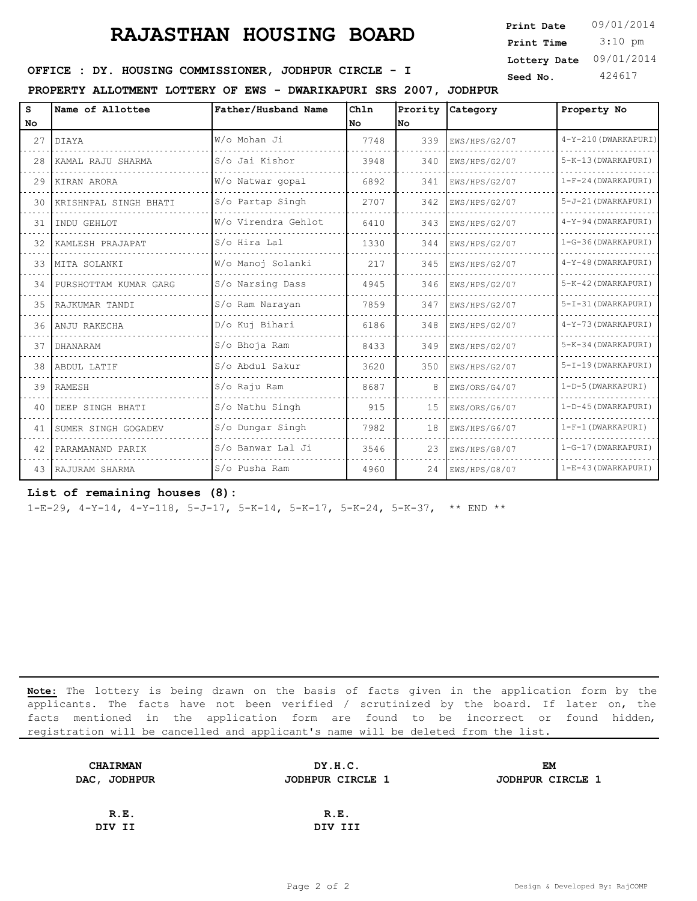# RAJASTHAN HOUSING BOARD

**Print Date** 09/01/2014
**Print Time** 3:10 pm
**Lottery Date** 09/01/2014
**Seed No.** 424617

**OFFICE : DY. HOUSING COMMISSIONER, JODHPUR CIRCLE - I**

**PROPERTY ALLOTMENT LOTTERY OF EWS - DWARIKAPURI SRS 2007, JODHPUR**

| S No | Name of Allottee | Father/Husband Name | Chln No | Prority No | Category | Property No |
|---|---|---|---|---|---|---|
| 27 | DIAYA | W/o Mohan Ji | 7748 | 339 | EWS/HPS/G2/07 | 4-Y-210(DWARKAPURI) |
| 28 | KAMAL RAJU SHARMA | S/o Jai Kishor | 3948 | 340 | EWS/HPS/G2/07 | 5-K-13(DWARKAPURI) |
| 29 | KIRAN ARORA | W/o Natwar gopal | 6892 | 341 | EWS/HPS/G2/07 | 1-F-24(DWARKAPURI) |
| 30 | KRISHNPAL SINGH BHATI | S/o Partap Singh | 2707 | 342 | EWS/HPS/G2/07 | 5-J-21(DWARKAPURI) |
| 31 | INDU GEHLOT | W/o Virendra Gehlot | 6410 | 343 | EWS/HPS/G2/07 | 4-Y-94(DWARKAPURI) |
| 32 | KAMLESH PRAJAPAT | S/o Hira Lal | 1330 | 344 | EWS/HPS/G2/07 | 1-G-36(DWARKAPURI) |
| 33 | MITA SOLANKI | W/o Manoj Solanki | 217 | 345 | EWS/HPS/G2/07 | 4-Y-48(DWARKAPURI) |
| 34 | PURSHOTTAM KUMAR GARG | S/o Narsing Dass | 4945 | 346 | EWS/HPS/G2/07 | 5-K-42(DWARKAPURI) |
| 35 | RAJKUMAR TANDI | S/o Ram Narayan | 7859 | 347 | EWS/HPS/G2/07 | 5-I-31(DWARKAPURI) |
| 36 | ANJU RAKECHA | D/o Kuj Bihari | 6186 | 348 | EWS/HPS/G2/07 | 4-Y-73(DWARKAPURI) |
| 37 | DHANARAM | S/o Bhoja Ram | 8433 | 349 | EWS/HPS/G2/07 | 5-K-34(DWARKAPURI) |
| 38 | ABDUL LATIF | S/o Abdul Sakur | 3620 | 350 | EWS/HPS/G2/07 | 5-I-19(DWARKAPURI) |
| 39 | RAMESH | S/o Raju Ram | 8687 | 8 | EWS/ORS/G4/07 | 1-D-5(DWARKAPURI) |
| 40 | DEEP SINGH BHATI | S/o Nathu Singh | 915 | 15 | EWS/ORS/G6/07 | 1-D-45(DWARKAPURI) |
| 41 | SUMER SINGH GOGADEV | S/o Dungar Singh | 7982 | 18 | EWS/HPS/G6/07 | 1-F-1(DWARKAPURI) |
| 42 | PARAMANAND PARIK | S/o Banwar Lal Ji | 3546 | 23 | EWS/HPS/G8/07 | 1-G-17(DWARKAPURI) |
| 43 | RAJURAM SHARMA | S/o Pusha Ram | 4960 | 24 | EWS/HPS/G8/07 | 1-E-43(DWARKAPURI) |

**List of remaining houses (8):**

1-E-29, 4-Y-14, 4-Y-118, 5-J-17, 5-K-14, 5-K-17, 5-K-24, 5-K-37, ** END **

**Note:** The lottery is being drawn on the basis of facts given in the application form by the applicants. The facts have not been verified / scrutinized by the board. If later on, the facts mentioned in the application form are found to be incorrect or found hidden, registration will be cancelled and applicant's name will be deleted from the list.

**CHAIRMAN**
**DAC, JODHPUR**

**DY.H.C.**
**JODHPUR CIRCLE 1**

**EM**
**JODHPUR CIRCLE 1**

**R.E.**
**DIV II**

**R.E.**
**DIV III**

Design & Developed By: RajCOMP